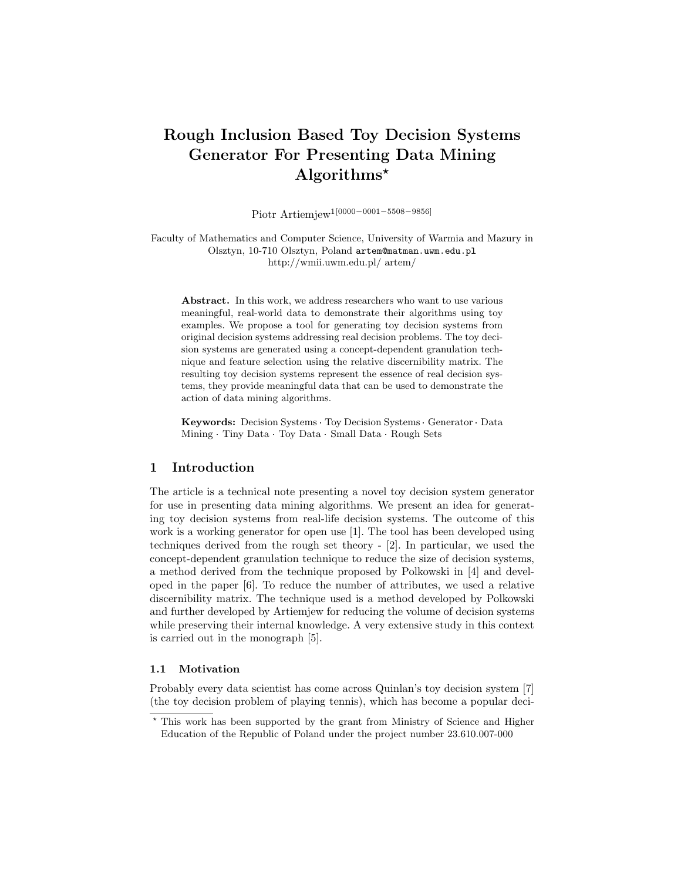# Rough Inclusion Based Toy Decision Systems Generator For Presenting Data Mining Algorithms*

Piotr Artiemjew[1[0000−0001−5508−9856]]

Faculty of Mathematics and Computer Science, University of Warmia and Mazury in Olsztyn, 10-710 Olsztyn, Poland artem@matman.uwm.edu.pl
http://wmii.uwm.edu.pl/ artem/

**Abstract.** In this work, we address researchers who want to use various meaningful, real-world data to demonstrate their algorithms using toy examples. We propose a tool for generating toy decision systems from original decision systems addressing real decision problems. The toy decision systems are generated using a concept-dependent granulation technique and feature selection using the relative discernibility matrix. The resulting toy decision systems represent the essence of real decision systems, they provide meaningful data that can be used to demonstrate the action of data mining algorithms.

**Keywords:** Decision Systems · Toy Decision Systems · Generator · Data Mining · Tiny Data · Toy Data · Small Data · Rough Sets

## 1 Introduction

The article is a technical note presenting a novel toy decision system generator for use in presenting data mining algorithms. We present an idea for generating toy decision systems from real-life decision systems. The outcome of this work is a working generator for open use [1]. The tool has been developed using techniques derived from the rough set theory - [2]. In particular, we used the concept-dependent granulation technique to reduce the size of decision systems, a method derived from the technique proposed by Polkowski in [4] and developed in the paper [6]. To reduce the number of attributes, we used a relative discernibility matrix. The technique used is a method developed by Polkowski and further developed by Artiemjew for reducing the volume of decision systems while preserving their internal knowledge. A very extensive study in this context is carried out in the monograph [5].

### 1.1 Motivation

Probably every data scientist has come across Quinlan's toy decision system [7] (the toy decision problem of playing tennis), which has become a popular deci-

* This work has been supported by the grant from Ministry of Science and Higher Education of the Republic of Poland under the project number 23.610.007-000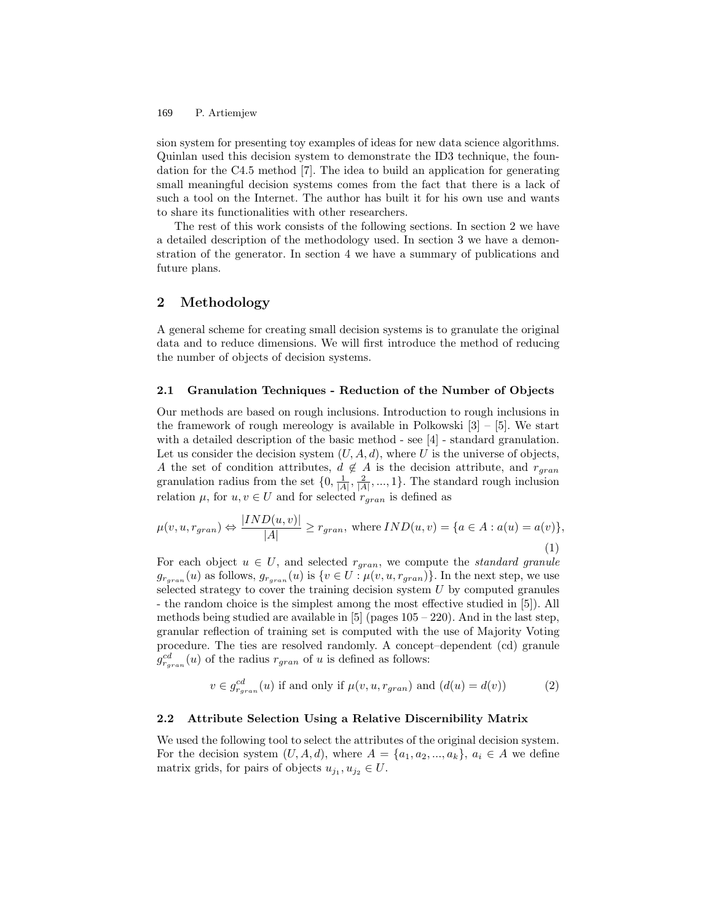sion system for presenting toy examples of ideas for new data science algorithms. Quinlan used this decision system to demonstrate the ID3 technique, the foundation for the C4.5 method [7]. The idea to build an application for generating small meaningful decision systems comes from the fact that there is a lack of such a tool on the Internet. The author has built it for his own use and wants to share its functionalities with other researchers.

The rest of this work consists of the following sections. In section 2 we have a detailed description of the methodology used. In section 3 we have a demonstration of the generator. In section 4 we have a summary of publications and future plans.

## 2 Methodology

A general scheme for creating small decision systems is to granulate the original data and to reduce dimensions. We will first introduce the method of reducing the number of objects of decision systems.

### 2.1 Granulation Techniques - Reduction of the Number of Objects

Our methods are based on rough inclusions. Introduction to rough inclusions in the framework of rough mereology is available in Polkowski [3] – [5]. We start with a detailed description of the basic method - see [4] - standard granulation. Let us consider the decision system $(U, A, d)$, where $U$ is the universe of objects, $A$ the set of condition attributes, $d \notin A$ is the decision attribute, and $r_{gran}$ granulation radius from the set $\{0, \frac{1}{|A|}, \frac{2}{|A|}, ..., 1\}$. The standard rough inclusion relation $\mu$, for $u, v \in U$ and for selected $r_{gran}$ is defined as

$$\mu(v, u, r_{gran}) \Leftrightarrow \frac{|IND(u, v)|}{|A|} \geq r_{gran}, \text{ where } IND(u, v) = \{a \in A : a(u) = a(v)\}, \quad (1)$$

For each object $u \in U$, and selected $r_{gran}$, we compute the *standard granule* $g_{r_{gran}}(u)$ as follows, $g_{r_{gran}}(u)$ is $\{v \in U : \mu(v, u, r_{gran})\}$. In the next step, we use selected strategy to cover the training decision system $U$ by computed granules - the random choice is the simplest among the most effective studied in [5]). All methods being studied are available in [5] (pages 105 – 220). And in the last step, granular reflection of training set is computed with the use of Majority Voting procedure. The ties are resolved randomly. A concept–dependent (cd) granule $g^{cd}_{r_{gran}}(u)$ of the radius $r_{gran}$ of $u$ is defined as follows:

$$v \in g^{cd}_{r_{gran}}(u) \text{ if and only if } \mu(v, u, r_{gran}) \text{ and } (d(u) = d(v)) \quad (2)$$

### 2.2 Attribute Selection Using a Relative Discernibility Matrix

We used the following tool to select the attributes of the original decision system. For the decision system $(U, A, d)$, where $A = \{a_1, a_2, ..., a_k\}$, $a_i \in A$ we define matrix grids, for pairs of objects $u_{j_1}, u_{j_2} \in U$.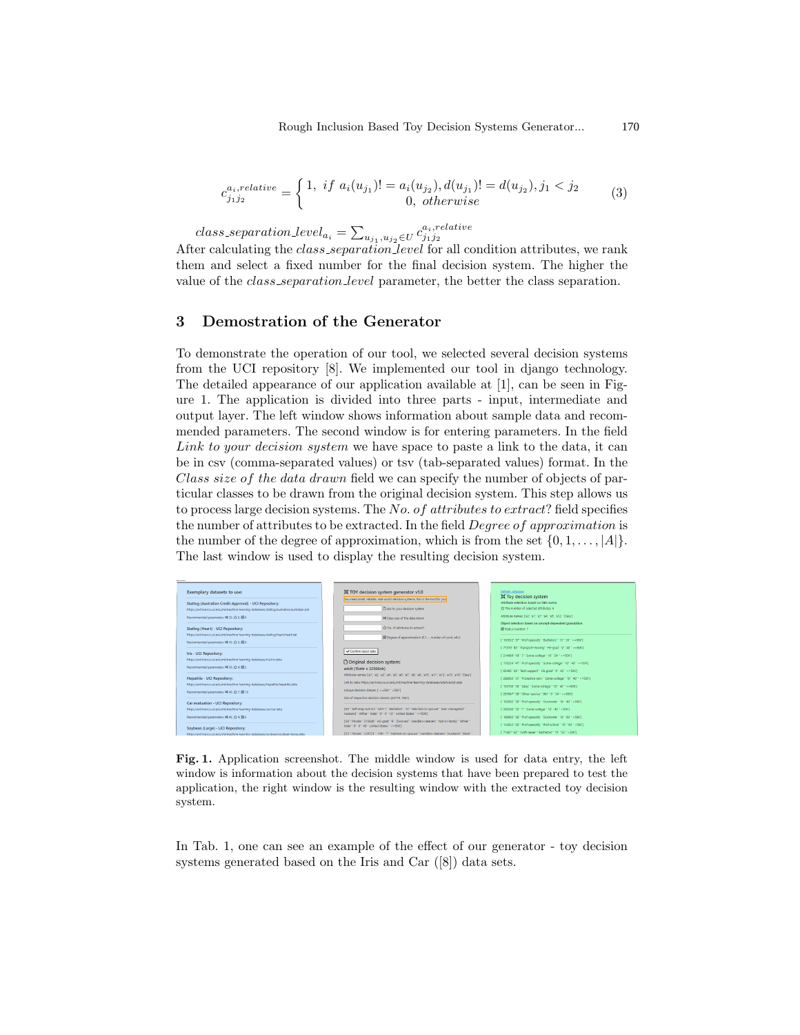$$c_{j_1 j_2}^{a_i,relative} = \begin{cases} 1, \ if \ a_i(u_{j_1})! = a_i(u_{j_2}), d(u_{j_1})! = d(u_{j_2}), j_1 < j_2 \\ 0, \ otherwise \end{cases} \tag{3}$$

$class\_separation\_level_{a_i} = \sum_{u_{j_1}, u_{j_2} \in U} c_{j_1 j_2}^{a_i,relative}$

After calculating the *class_separation_level* for all condition attributes, we rank them and select a fixed number for the final decision system. The higher the value of the *class_separation_level* parameter, the better the class separation.

## 3 Demostration of the Generator

To demonstrate the operation of our tool, we selected several decision systems from the UCI repository [8]. We implemented our tool in django technology. The detailed appearance of our application available at [1], can be seen in Figure 1. The application is divided into three parts - input, intermediate and output layer. The left window shows information about sample data and recommended parameters. The second window is for entering parameters. In the field *Link to your decision system* we have space to paste a link to the data, it can be in csv (comma-separated values) or tsv (tab-separated values) format. In the *Class size of the data drawn* field we can specify the number of objects of particular classes to be drawn from the original decision system. This step allows us to process large decision systems. The *No. of attributes to extract*? field specifies the number of attributes to be extracted. In the field *Degree of approximation* is the number of the degree of approximation, which is from the set $\{0, 1, \ldots, |A|\}$. The last window is used to display the resulting decision system.

**Fig. 1.** Application screenshot. The middle window is used for data entry, the left window is information about the decision systems that have been prepared to test the application, the right window is the resulting window with the extracted toy decision system.

In Tab. 1, one can see an example of the effect of our generator - toy decision systems generated based on the Iris and Car ([8]) data sets.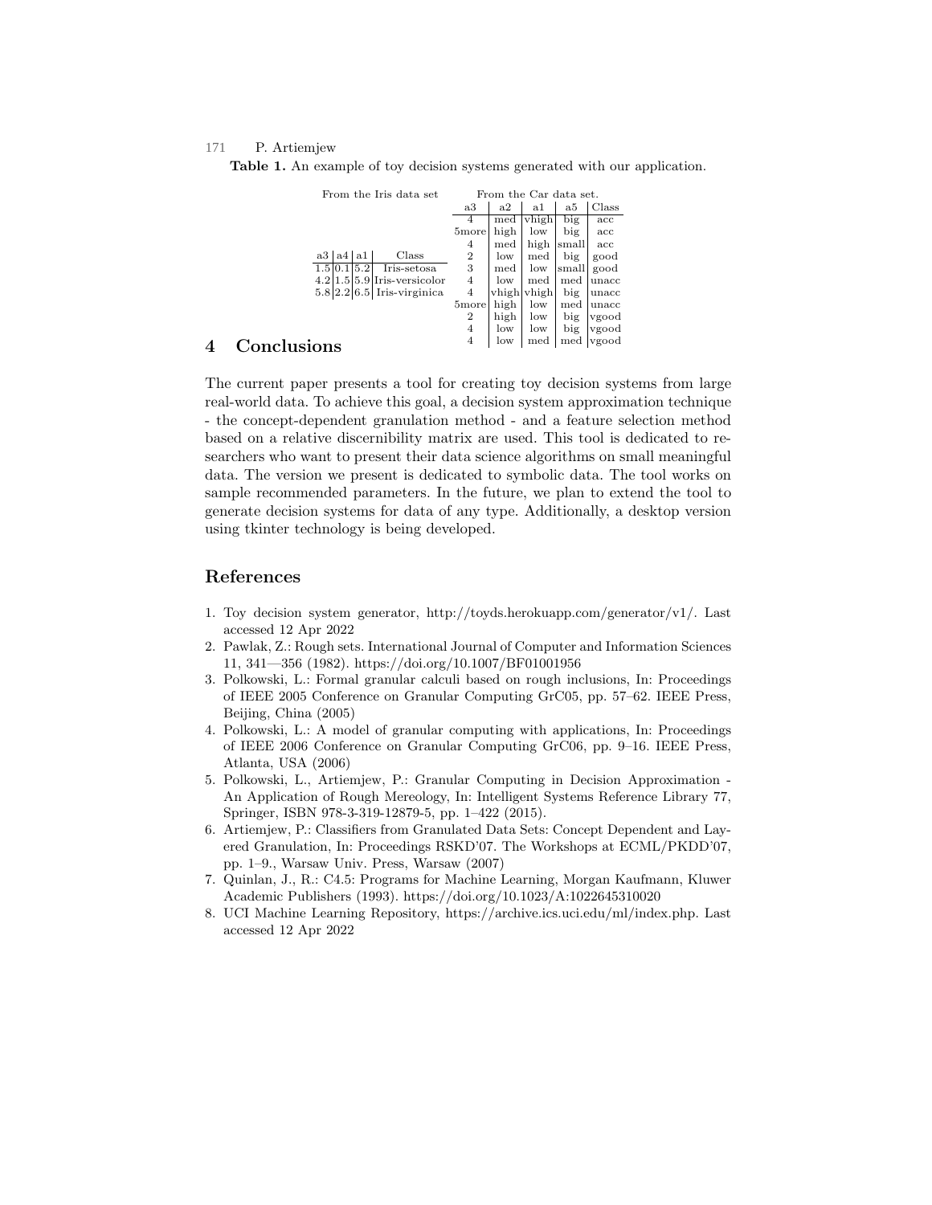**Table 1.** An example of toy decision systems generated with our application.

From the Iris data set

| a3 | a4 | a1 | Class |
|---|---|---|---|
| 1.5 | 0.1 | 5.2 | Iris-setosa |
| 4.2 | 1.5 | 5.9 | Iris-versicolor |
| 5.8 | 2.2 | 6.5 | Iris-virginica |

From the Car data set.

| a3 | a2 | a1 | a5 | Class |
|---|---|---|---|---|
| 4 | med | vhigh | big | acc |
| 5more | high | low | big | acc |
| 4 | med | high | small | acc |
| 2 | low | med | big | good |
| 3 | med | low | small | good |
| 4 | low | med | med | unacc |
| 4 | vhigh | vhigh | big | unacc |
| 5more | high | low | med | unacc |
| 2 | high | low | big | vgood |
| 4 | low | low | big | vgood |
| 4 | low | med | med | vgood |

## 4 Conclusions

The current paper presents a tool for creating toy decision systems from large real-world data. To achieve this goal, a decision system approximation technique - the concept-dependent granulation method - and a feature selection method based on a relative discernibility matrix are used. This tool is dedicated to researchers who want to present their data science algorithms on small meaningful data. The version we present is dedicated to symbolic data. The tool works on sample recommended parameters. In the future, we plan to extend the tool to generate decision systems for data of any type. Additionally, a desktop version using tkinter technology is being developed.

## References

1. Toy decision system generator, http://toyds.herokuapp.com/generator/v1/. Last accessed 12 Apr 2022
2. Pawlak, Z.: Rough sets. International Journal of Computer and Information Sciences 11, 341—356 (1982). https://doi.org/10.1007/BF01001956
3. Polkowski, L.: Formal granular calculi based on rough inclusions, In: Proceedings of IEEE 2005 Conference on Granular Computing GrC05, pp. 57–62. IEEE Press, Beijing, China (2005)
4. Polkowski, L.: A model of granular computing with applications, In: Proceedings of IEEE 2006 Conference on Granular Computing GrC06, pp. 9–16. IEEE Press, Atlanta, USA (2006)
5. Polkowski, L., Artiemjew, P.: Granular Computing in Decision Approximation - An Application of Rough Mereology, In: Intelligent Systems Reference Library 77, Springer, ISBN 978-3-319-12879-5, pp. 1–422 (2015).
6. Artiemjew, P.: Classifiers from Granulated Data Sets: Concept Dependent and Layered Granulation, In: Proceedings RSKD'07. The Workshops at ECML/PKDD'07, pp. 1–9., Warsaw Univ. Press, Warsaw (2007)
7. Quinlan, J., R.: C4.5: Programs for Machine Learning, Morgan Kaufmann, Kluwer Academic Publishers (1993). https://doi.org/10.1023/A:1022645310020
8. UCI Machine Learning Repository, https://archive.ics.uci.edu/ml/index.php. Last accessed 12 Apr 2022